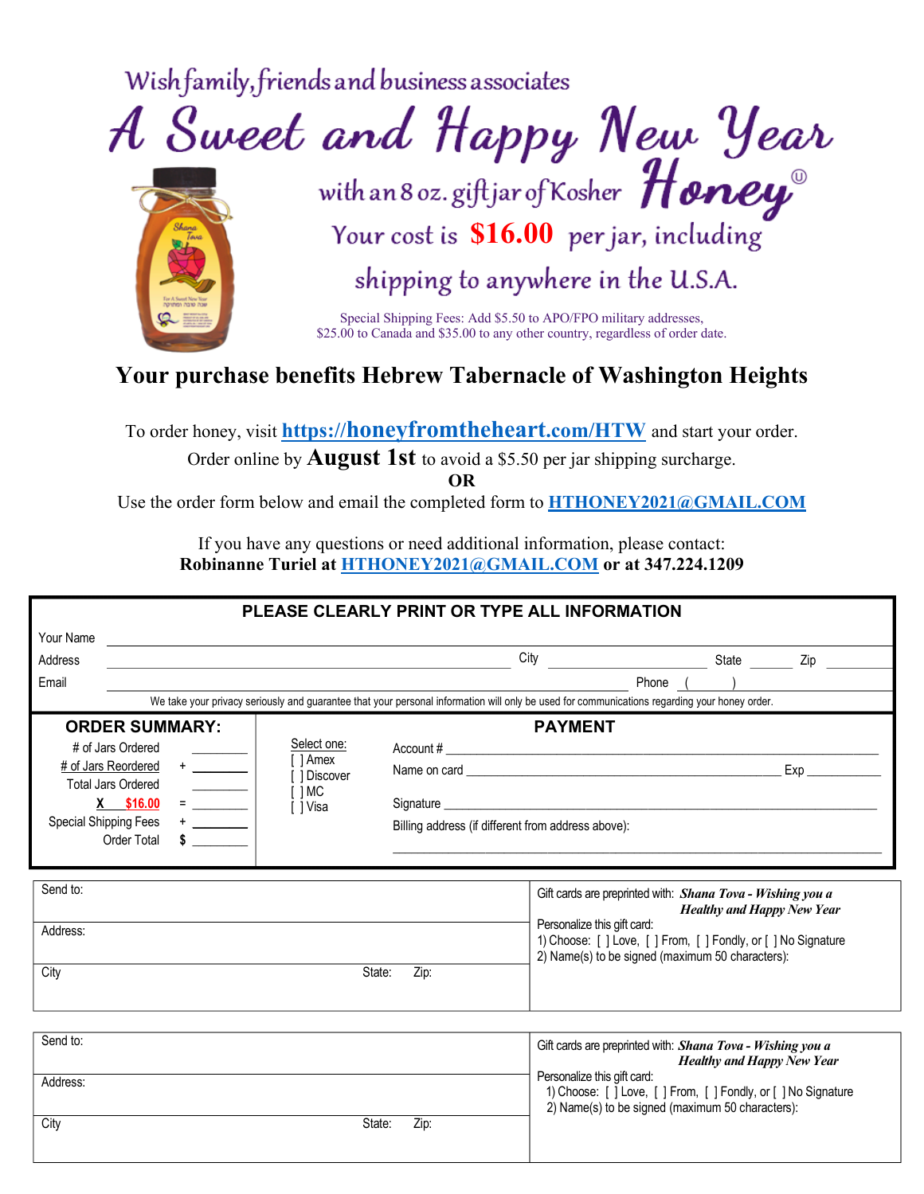Wish family, friends and business associates

# A Sweet and Happy New Year

with an 8 oz. gift jar of Kosher **Honey**Ⓤ

Your cost is **$16.00** per jar, including shipping to anywhere in the U.S.A.

Special Shipping Fees: Add $5.50 to APO/FPO military addresses, $25.00 to Canada and $35.00 to any other country, regardless of order date.

## Your purchase benefits Hebrew Tabernacle of Washington Heights

To order honey, visit **https://honeyfromtheheart.com/HTW** and start your order.

Order online by **August 1st** to avoid a $5.50 per jar shipping surcharge.

**OR**

Use the order form below and email the completed form to **HTHONEY2021@GMAIL.COM**

If you have any questions or need additional information, please contact:
**Robinanne Turiel at HTHONEY2021@GMAIL.COM or at 347.224.1209**

---

**PLEASE CLEARLY PRINT OR TYPE ALL INFORMATION**

Your Name ______________________________

Address ______________________ City ____________ State ______ Zip ______

Email ______________________ Phone ( ) ____________

We take your privacy seriously and guarantee that your personal information will only be used for communications regarding your honey order.

**ORDER SUMMARY:**

| | | |
|---|---|---|
| # of Jars Ordered | | ________ |
| # of Jars Reordered | + | ________ |
| Total Jars Ordered | | ________ |
| X $16.00 | = | ________ |
| Special Shipping Fees | + | ________ |
| Order Total | $ | ________ |

**PAYMENT**

Select one:
[ ] Amex
[ ] Discover
[ ] MC
[ ] Visa

Account # ______________________________

Name on card ______________________ Exp ________

Signature ______________________________

Billing address (if different from address above):

______________________________

---

| Send to: | Gift cards are preprinted with: ***Shana Tova - Wishing you a Healthy and Happy New Year*** |
|---|---|
| Address: | Personalize this gift card:<br>1) Choose: [ ] Love, [ ] From, [ ] Fondly, or [ ] No Signature<br>2) Name(s) to be signed (maximum 50 characters): |
| City State: Zip: | |

| Send to: | Gift cards are preprinted with: ***Shana Tova - Wishing you a Healthy and Happy New Year*** |
|---|---|
| Address: | Personalize this gift card:<br>1) Choose: [ ] Love, [ ] From, [ ] Fondly, or [ ] No Signature<br>2) Name(s) to be signed (maximum 50 characters): |
| City State: Zip: | |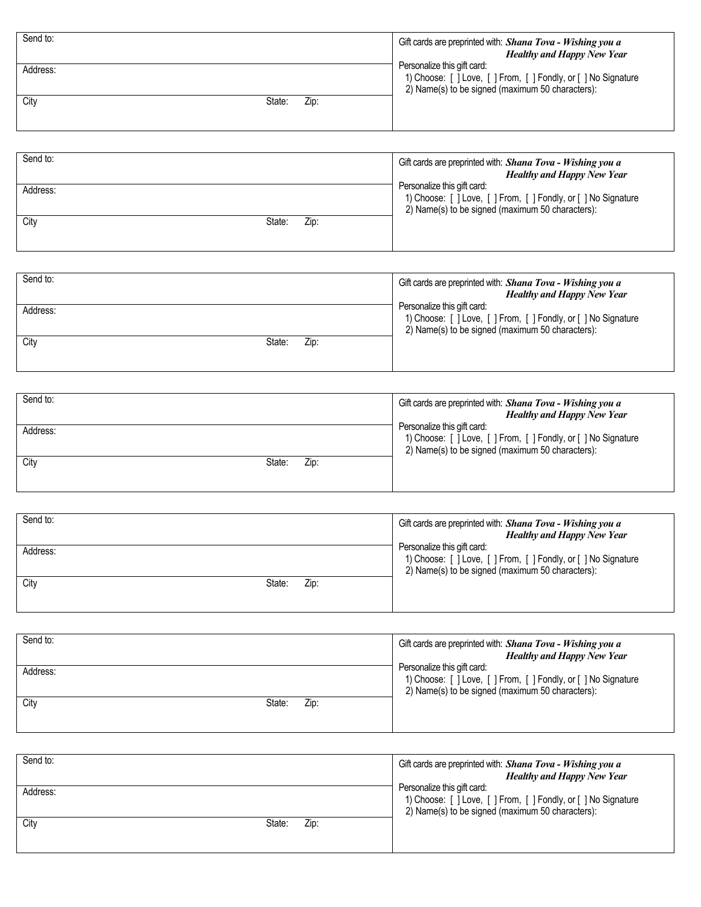| | | |
|---|---|---|
| Send to: | | Gift cards are preprinted with: ***Shana Tova - Wishing you a Healthy and Happy New Year***<br>Personalize this gift card:<br>1) Choose: [ ] Love, [ ] From, [ ] Fondly, or [ ] No Signature<br>2) Name(s) to be signed (maximum 50 characters): |
| Address: | | |
| City | State: Zip: | |

| | | |
|---|---|---|
| Send to: | | Gift cards are preprinted with: ***Shana Tova - Wishing you a Healthy and Happy New Year***<br>Personalize this gift card:<br>1) Choose: [ ] Love, [ ] From, [ ] Fondly, or [ ] No Signature<br>2) Name(s) to be signed (maximum 50 characters): |
| Address: | | |
| City | State: Zip: | |

| | | |
|---|---|---|
| Send to: | | Gift cards are preprinted with: ***Shana Tova - Wishing you a Healthy and Happy New Year***<br>Personalize this gift card:<br>1) Choose: [ ] Love, [ ] From, [ ] Fondly, or [ ] No Signature<br>2) Name(s) to be signed (maximum 50 characters): |
| Address: | | |
| City | State: Zip: | |

| | | |
|---|---|---|
| Send to: | | Gift cards are preprinted with: ***Shana Tova - Wishing you a Healthy and Happy New Year***<br>Personalize this gift card:<br>1) Choose: [ ] Love, [ ] From, [ ] Fondly, or [ ] No Signature<br>2) Name(s) to be signed (maximum 50 characters): |
| Address: | | |
| City | State: Zip: | |

| | | |
|---|---|---|
| Send to: | | Gift cards are preprinted with: ***Shana Tova - Wishing you a Healthy and Happy New Year***<br>Personalize this gift card:<br>1) Choose: [ ] Love, [ ] From, [ ] Fondly, or [ ] No Signature<br>2) Name(s) to be signed (maximum 50 characters): |
| Address: | | |
| City | State: Zip: | |

| | | |
|---|---|---|
| Send to: | | Gift cards are preprinted with: ***Shana Tova - Wishing you a Healthy and Happy New Year***<br>Personalize this gift card:<br>1) Choose: [ ] Love, [ ] From, [ ] Fondly, or [ ] No Signature<br>2) Name(s) to be signed (maximum 50 characters): |
| Address: | | |
| City | State: Zip: | |

| | | |
|---|---|---|
| Send to: | | Gift cards are preprinted with: ***Shana Tova - Wishing you a Healthy and Happy New Year***<br>Personalize this gift card:<br>1) Choose: [ ] Love, [ ] From, [ ] Fondly, or [ ] No Signature<br>2) Name(s) to be signed (maximum 50 characters): |
| Address: | | |
| City | State: Zip: | |